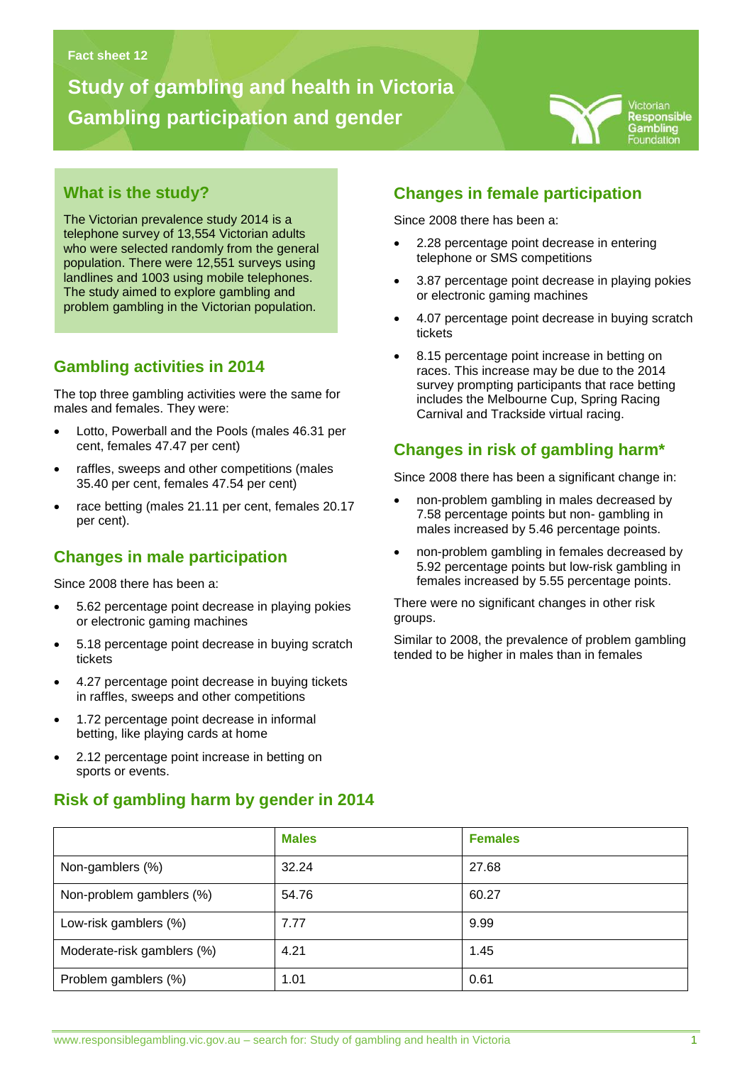Fact sheet 12

# Study of gambling and health in Victoria
# Gambling participation and gender

## What is the study?

The Victorian prevalence study 2014 is a telephone survey of 13,554 Victorian adults who were selected randomly from the general population. There were 12,551 surveys using landlines and 1003 using mobile telephones. The study aimed to explore gambling and problem gambling in the Victorian population.

## Gambling activities in 2014

The top three gambling activities were the same for males and females. They were:

- Lotto, Powerball and the Pools (males 46.31 per cent, females 47.47 per cent)
- raffles, sweeps and other competitions (males 35.40 per cent, females 47.54 per cent)
- race betting (males 21.11 per cent, females 20.17 per cent).

## Changes in male participation

Since 2008 there has been a:

- 5.62 percentage point decrease in playing pokies or electronic gaming machines
- 5.18 percentage point decrease in buying scratch tickets
- 4.27 percentage point decrease in buying tickets in raffles, sweeps and other competitions
- 1.72 percentage point decrease in informal betting, like playing cards at home
- 2.12 percentage point increase in betting on sports or events.

## Changes in female participation

Since 2008 there has been a:

- 2.28 percentage point decrease in entering telephone or SMS competitions
- 3.87 percentage point decrease in playing pokies or electronic gaming machines
- 4.07 percentage point decrease in buying scratch tickets
- 8.15 percentage point increase in betting on races. This increase may be due to the 2014 survey prompting participants that race betting includes the Melbourne Cup, Spring Racing Carnival and Trackside virtual racing.

## Changes in risk of gambling harm*

Since 2008 there has been a significant change in:

- non-problem gambling in males decreased by 7.58 percentage points but non- gambling in males increased by 5.46 percentage points.
- non-problem gambling in females decreased by 5.92 percentage points but low-risk gambling in females increased by 5.55 percentage points.

There were no significant changes in other risk groups.

Similar to 2008, the prevalence of problem gambling tended to be higher in males than in females

## Risk of gambling harm by gender in 2014

| | Males | Females |
|---|---|---|
| Non-gamblers (%) | 32.24 | 27.68 |
| Non-problem gamblers (%) | 54.76 | 60.27 |
| Low-risk gamblers (%) | 7.77 | 9.99 |
| Moderate-risk gamblers (%) | 4.21 | 1.45 |
| Problem gamblers (%) | 1.01 | 0.61 |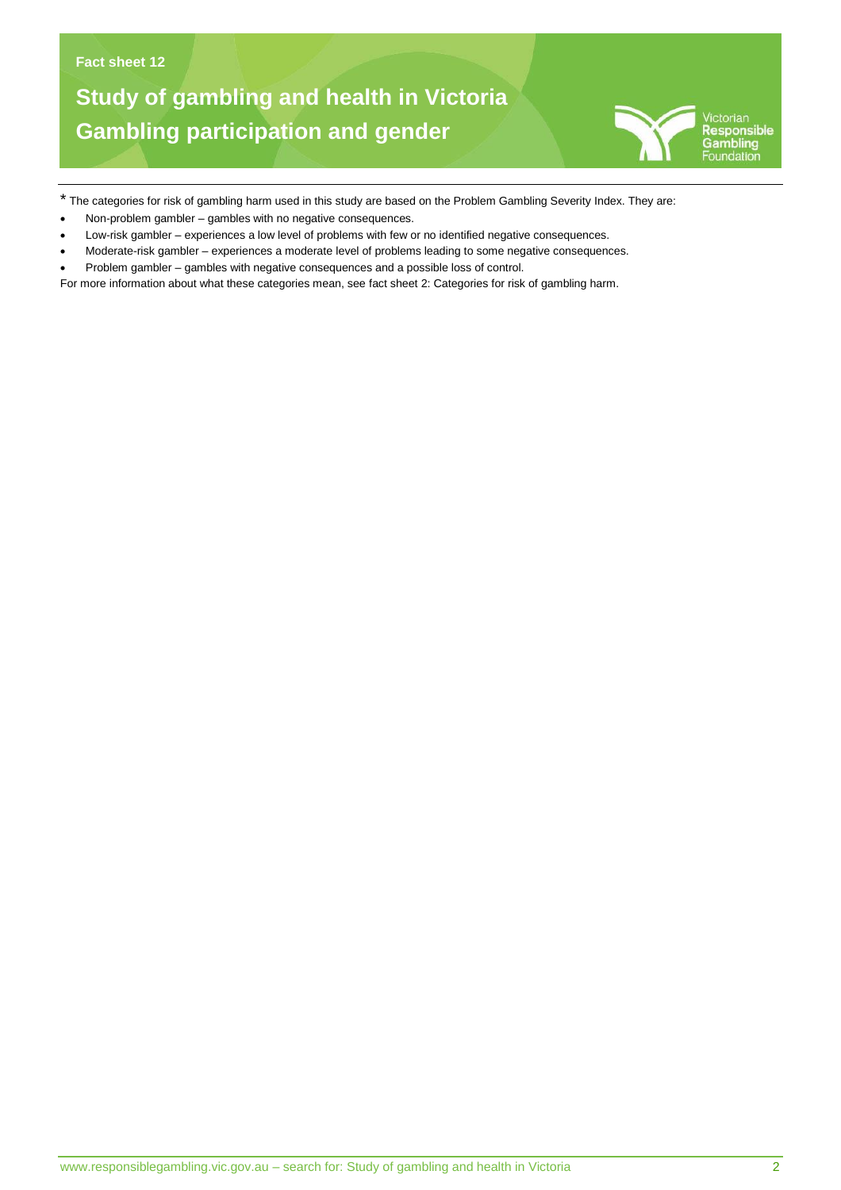\* The categories for risk of gambling harm used in this study are based on the Problem Gambling Severity Index. They are:

- Non-problem gambler – gambles with no negative consequences.
- Low-risk gambler – experiences a low level of problems with few or no identified negative consequences.
- Moderate-risk gambler – experiences a moderate level of problems leading to some negative consequences.
- Problem gambler – gambles with negative consequences and a possible loss of control.

For more information about what these categories mean, see fact sheet 2: Categories for risk of gambling harm.